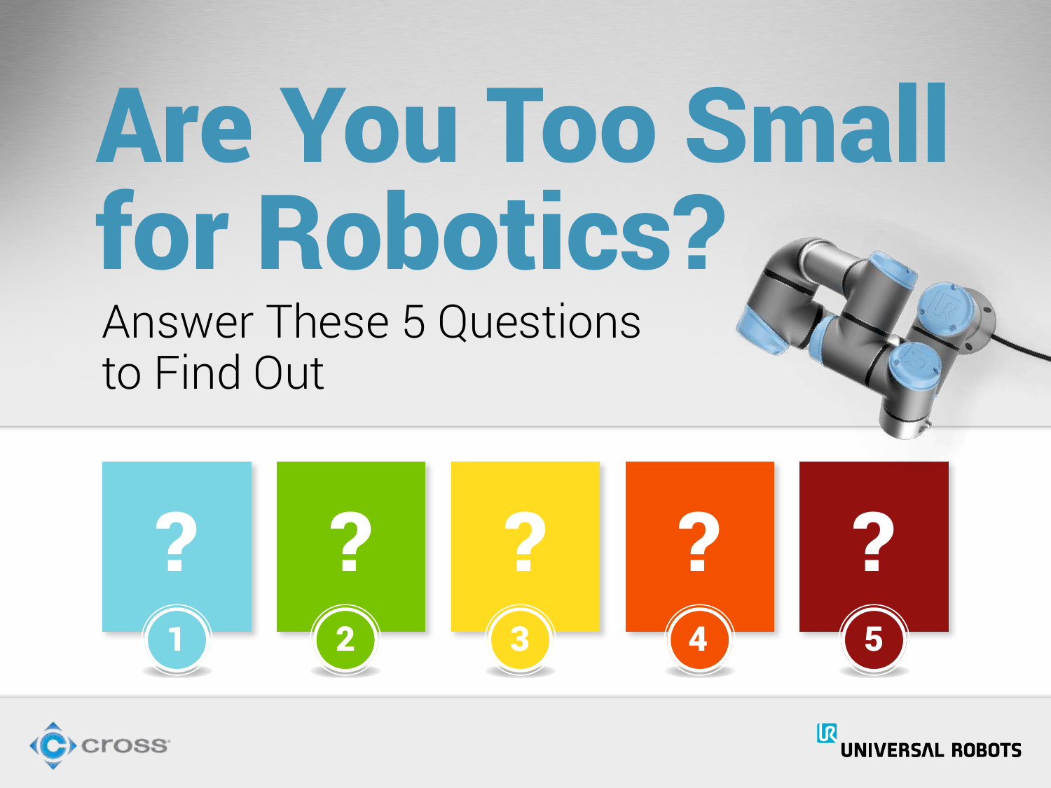# Are You Too Small for Robotics?

## Answer These 5 Questions to Find Out

? 1

? 2

? 3

? 4

? 5

cross

UNIVERSAL ROBOTS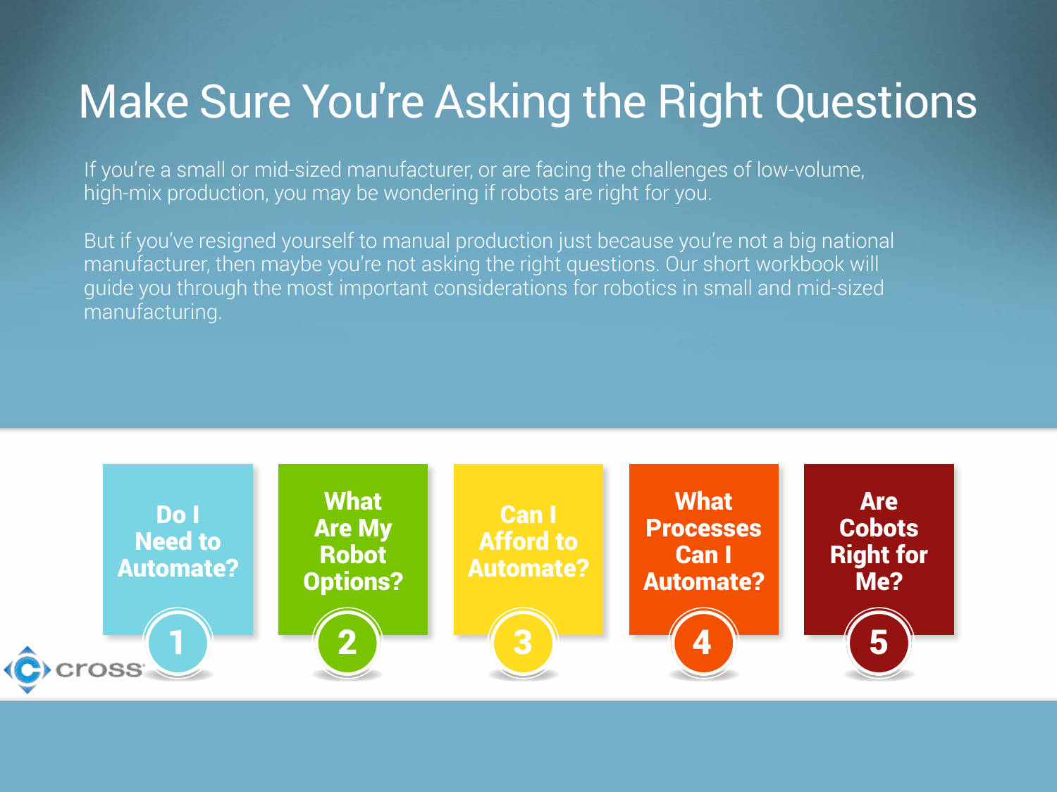# Make Sure You're Asking the Right Questions

If you're a small or mid-sized manufacturer, or are facing the challenges of low-volume, high-mix production, you may be wondering if robots are right for you.

But if you've resigned yourself to manual production just because you're not a big national manufacturer, then maybe you're not asking the right questions. Our short workbook will guide you through the most important considerations for robotics in small and mid-sized manufacturing.

1. **Do I Need to Automate?**
2. **What Are My Robot Options?**
3. **Can I Afford to Automate?**
4. **What Processes Can I Automate?**
5. **Are Cobots Right for Me?**

cross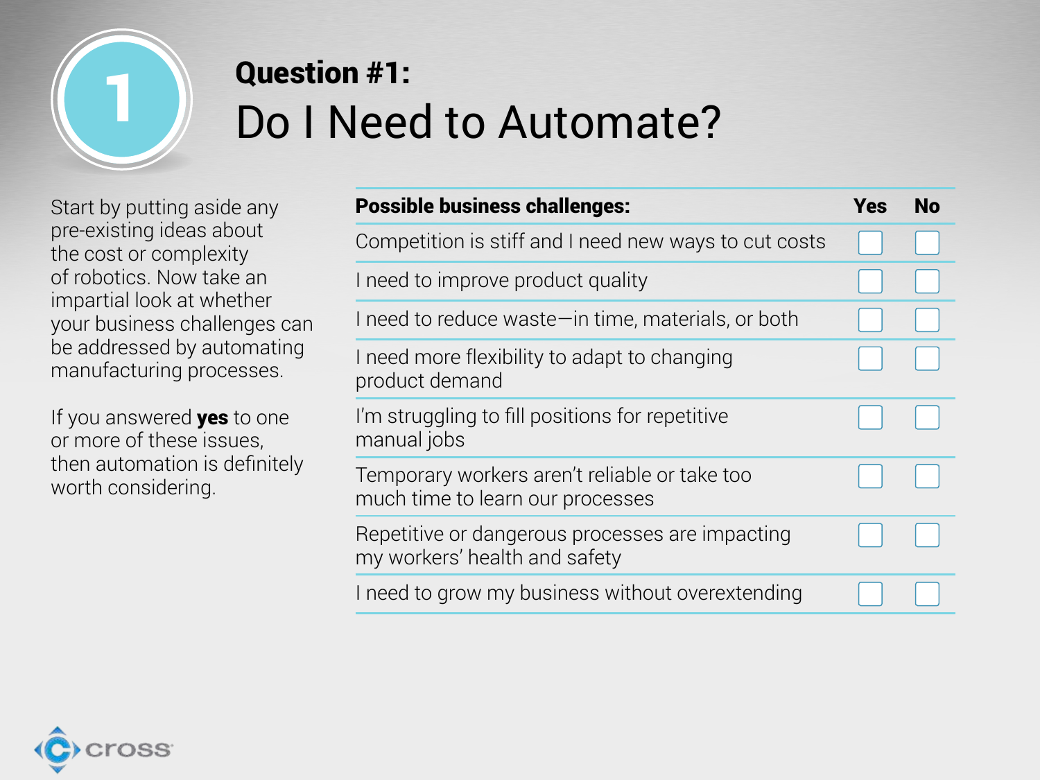## Question #1:

# Do I Need to Automate?

Start by putting aside any pre-existing ideas about the cost or complexity of robotics. Now take an impartial look at whether your business challenges can be addressed by automating manufacturing processes.

If you answered **yes** to one or more of these issues, then automation is definitely worth considering.

| **Possible business challenges:** | **Yes** | **No** |
| --- | --- | --- |
| Competition is stiff and I need new ways to cut costs | ☐ | ☐ |
| I need to improve product quality | ☐ | ☐ |
| I need to reduce waste—in time, materials, or both | ☐ | ☐ |
| I need more flexibility to adapt to changing product demand | ☐ | ☐ |
| I'm struggling to fill positions for repetitive manual jobs | ☐ | ☐ |
| Temporary workers aren't reliable or take too much time to learn our processes | ☐ | ☐ |
| Repetitive or dangerous processes are impacting my workers' health and safety | ☐ | ☐ |
| I need to grow my business without overextending | ☐ | ☐ |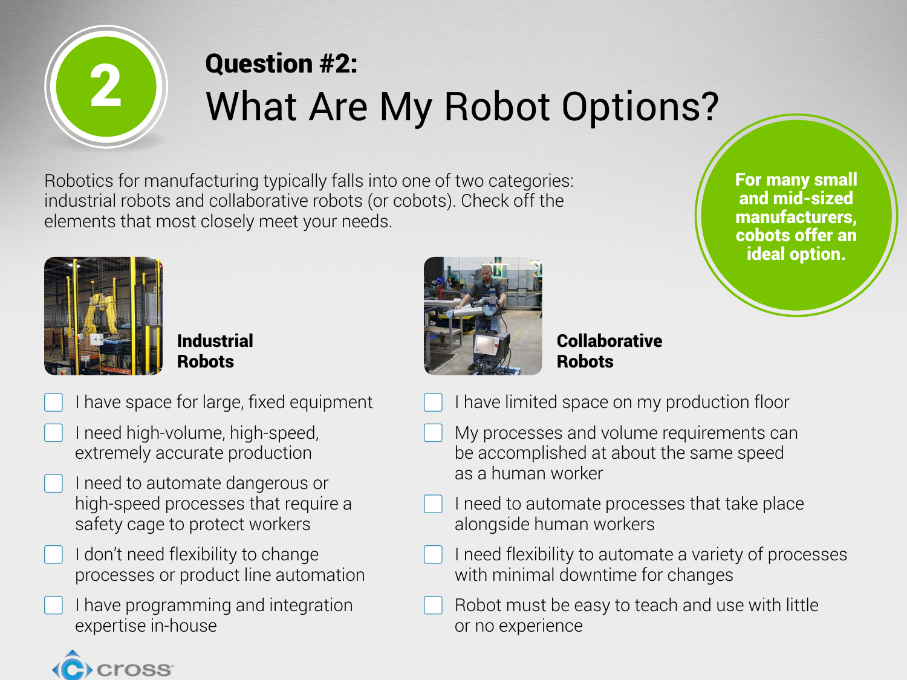# 2

## Question #2:

# What Are My Robot Options?

Robotics for manufacturing typically falls into one of two categories: industrial robots and collaborative robots (or cobots). Check off the elements that most closely meet your needs.

**For many small and mid-sized manufacturers, cobots offer an ideal option.**

### Industrial Robots

- [ ] I have space for large, fixed equipment
- [ ] I need high-volume, high-speed, extremely accurate production
- [ ] I need to automate dangerous or high-speed processes that require a safety cage to protect workers
- [ ] I don't need flexibility to change processes or product line automation
- [ ] I have programming and integration expertise in-house

### Collaborative Robots

- [ ] I have limited space on my production floor
- [ ] My processes and volume requirements can be accomplished at about the same speed as a human worker
- [ ] I need to automate processes that take place alongside human workers
- [ ] I need flexibility to automate a variety of processes with minimal downtime for changes
- [ ] Robot must be easy to teach and use with little or no experience

cross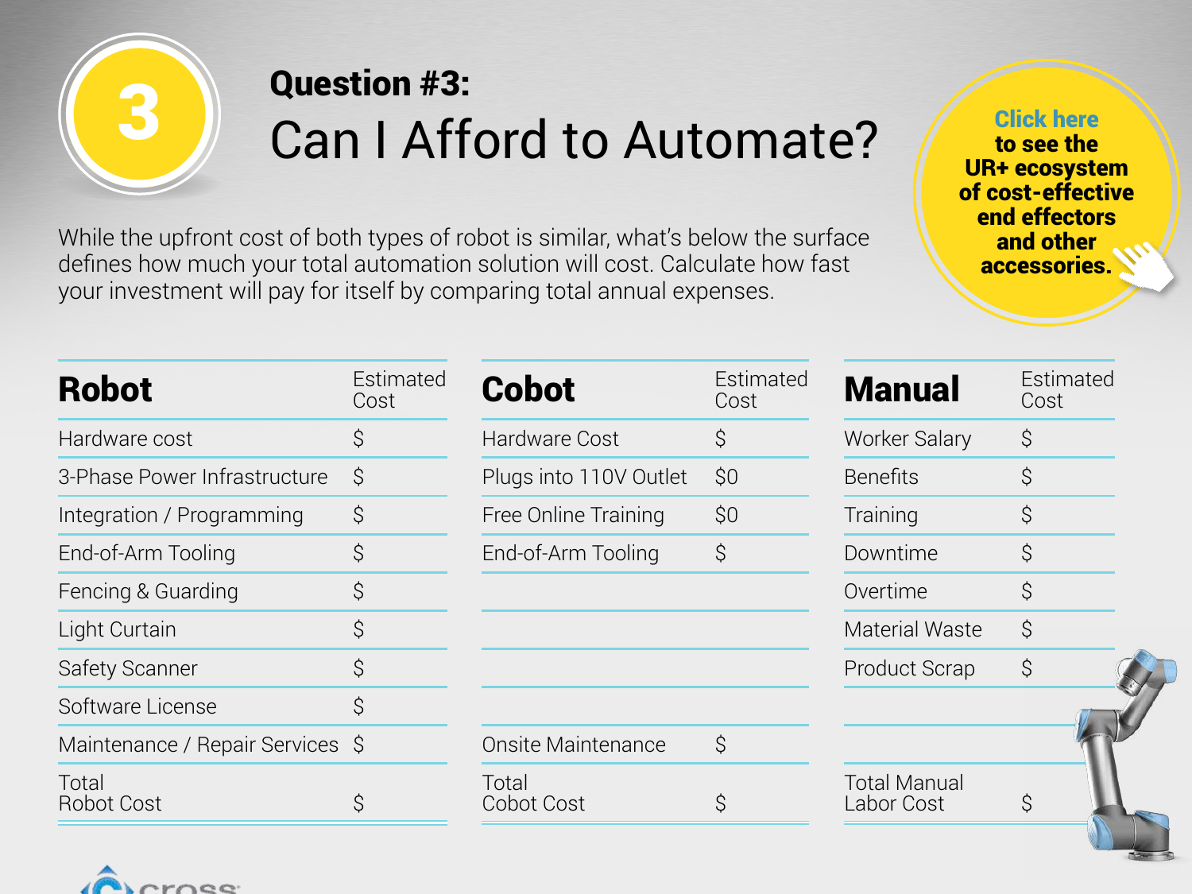## 3

# Question #3:

# Can I Afford to Automate?

While the upfront cost of both types of robot is similar, what's below the surface defines how much your total automation solution will cost. Calculate how fast your investment will pay for itself by comparing total annual expenses.

**Click here to see the UR+ ecosystem of cost-effective end effectors and other accessories.**

| **Robot** | Estimated Cost |
|---|---|
| Hardware cost | $ |
| 3-Phase Power Infrastructure | $ |
| Integration / Programming | $ |
| End-of-Arm Tooling | $ |
| Fencing & Guarding | $ |
| Light Curtain | $ |
| Safety Scanner | $ |
| Software License | $ |
| Maintenance / Repair Services | $ |
| Total Robot Cost | $ |

| **Cobot** | Estimated Cost |
|---|---|
| Hardware Cost | $ |
| Plugs into 110V Outlet | $0 |
| Free Online Training | $0 |
| End-of-Arm Tooling | $ |
| | |
| | |
| | |
| | |
| Onsite Maintenance | $ |
| Total Cobot Cost | $ |

| **Manual** | Estimated Cost |
|---|---|
| Worker Salary | $ |
| Benefits | $ |
| Training | $ |
| Downtime | $ |
| Overtime | $ |
| Material Waste | $ |
| Product Scrap | $ |
| | |
| | |
| Total Manual Labor Cost | $ |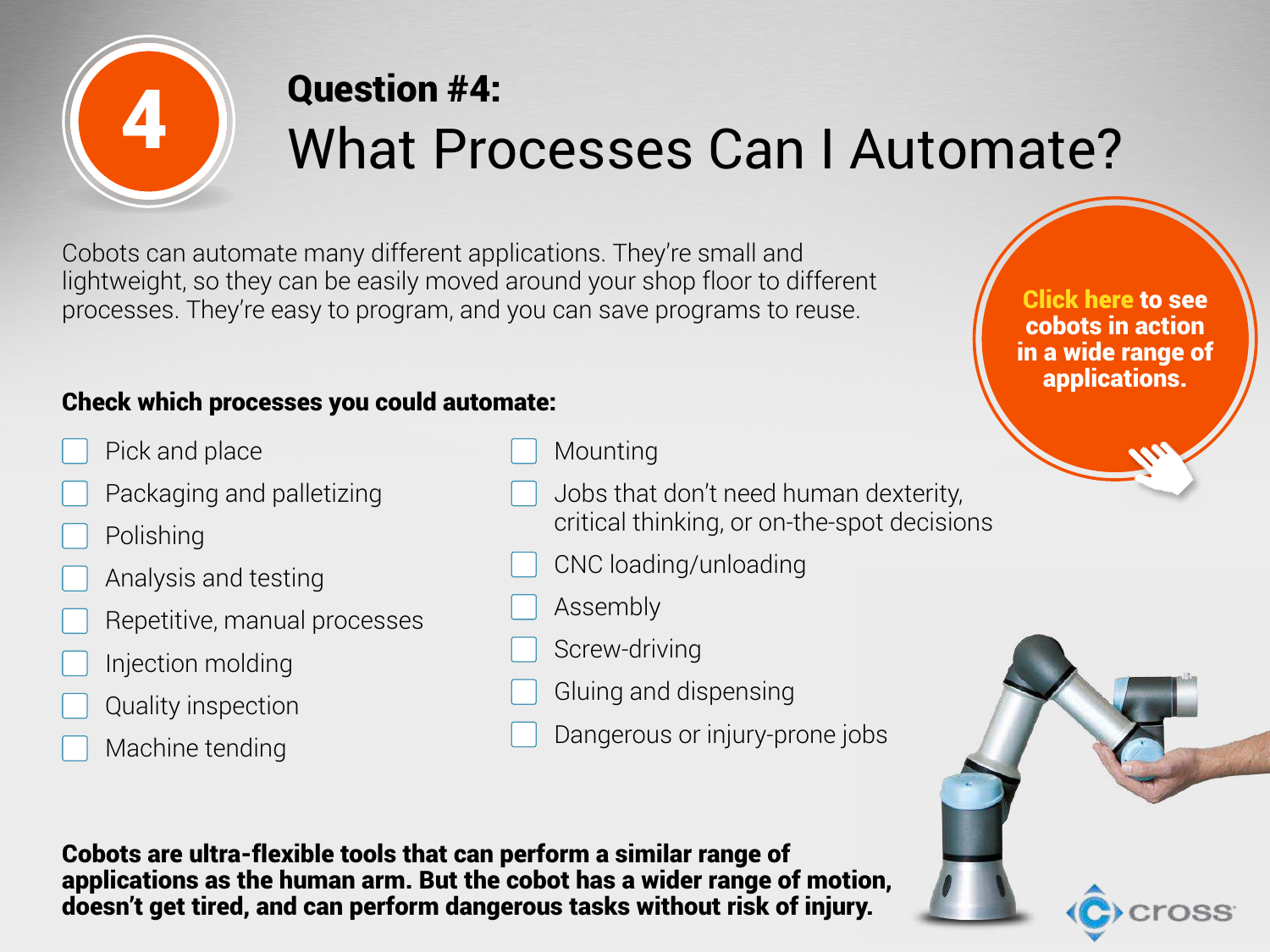# 4

## Question #4:

# What Processes Can I Automate?

Cobots can automate many different applications. They're small and lightweight, so they can be easily moved around your shop floor to different processes. They're easy to program, and you can save programs to reuse.

**Click here to see cobots in action in a wide range of applications.**

**Check which processes you could automate:**

- [ ] Pick and place
- [ ] Packaging and palletizing
- [ ] Polishing
- [ ] Analysis and testing
- [ ] Repetitive, manual processes
- [ ] Injection molding
- [ ] Quality inspection
- [ ] Machine tending
- [ ] Mounting
- [ ] Jobs that don't need human dexterity, critical thinking, or on-the-spot decisions
- [ ] CNC loading/unloading
- [ ] Assembly
- [ ] Screw-driving
- [ ] Gluing and dispensing
- [ ] Dangerous or injury-prone jobs

**Cobots are ultra-flexible tools that can perform a similar range of applications as the human arm. But the cobot has a wider range of motion, doesn't get tired, and can perform dangerous tasks without risk of injury.**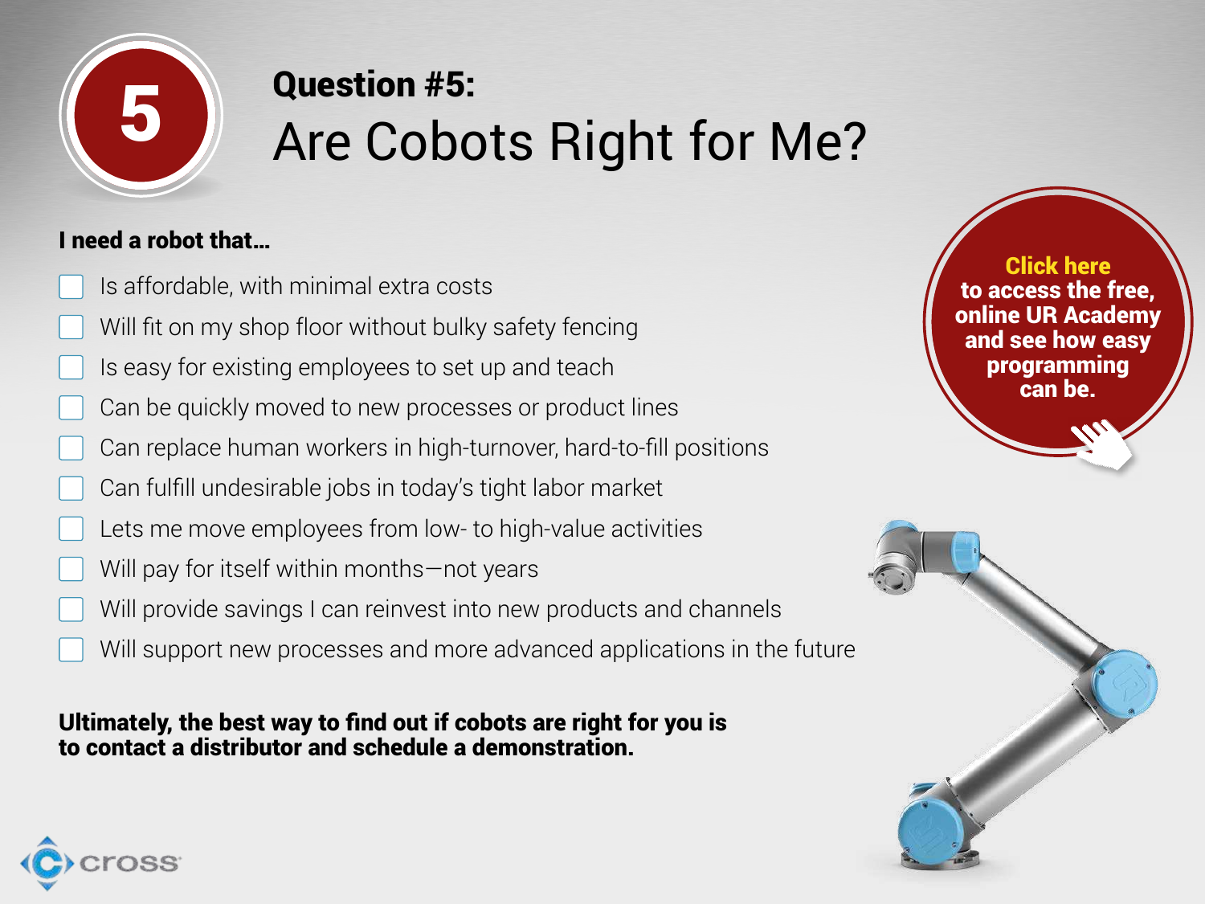# 5

## Question #5:
# Are Cobots Right for Me?

**I need a robot that...**

- [ ] Is affordable, with minimal extra costs
- [ ] Will fit on my shop floor without bulky safety fencing
- [ ] Is easy for existing employees to set up and teach
- [ ] Can be quickly moved to new processes or product lines
- [ ] Can replace human workers in high-turnover, hard-to-fill positions
- [ ] Can fulfill undesirable jobs in today's tight labor market
- [ ] Lets me move employees from low- to high-value activities
- [ ] Will pay for itself within months—not years
- [ ] Will provide savings I can reinvest into new products and channels
- [ ] Will support new processes and more advanced applications in the future

**Click here to access the free, online UR Academy and see how easy programming can be.**

**Ultimately, the best way to find out if cobots are right for you is to contact a distributor and schedule a demonstration.**

cross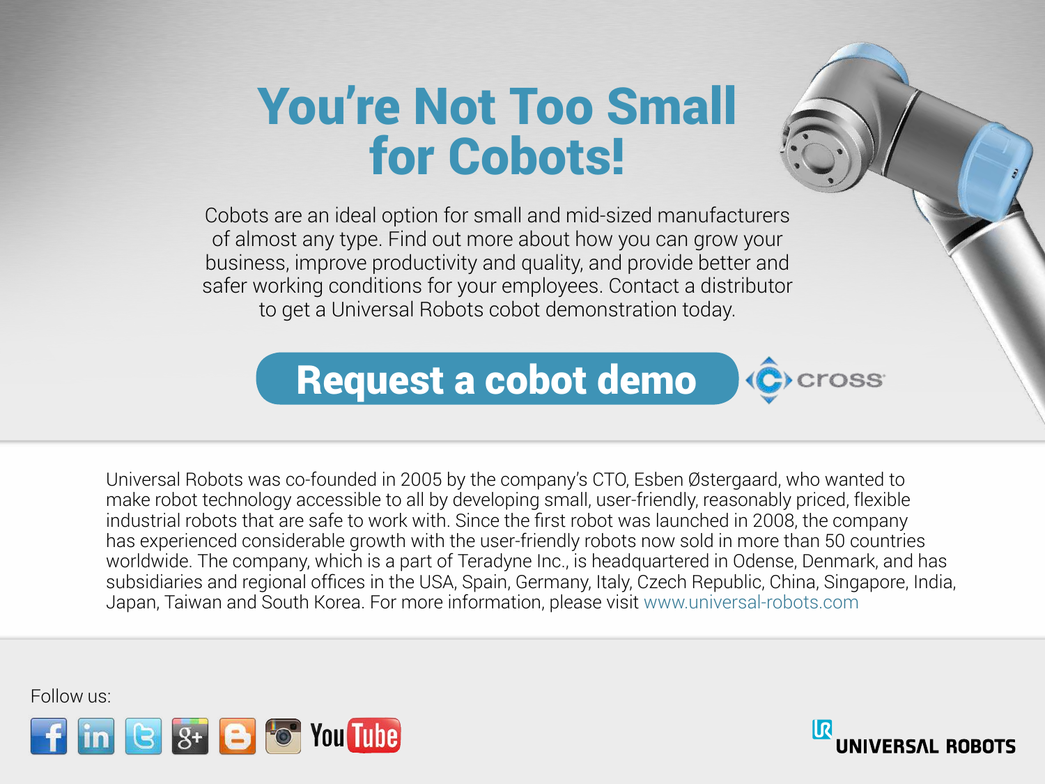# You're Not Too Small for Cobots!

Cobots are an ideal option for small and mid-sized manufacturers of almost any type. Find out more about how you can grow your business, improve productivity and quality, and provide better and safer working conditions for your employees. Contact a distributor to get a Universal Robots cobot demonstration today.

**Request a cobot demo**

cross

Universal Robots was co-founded in 2005 by the company's CTO, Esben Østergaard, who wanted to make robot technology accessible to all by developing small, user-friendly, reasonably priced, flexible industrial robots that are safe to work with. Since the first robot was launched in 2008, the company has experienced considerable growth with the user-friendly robots now sold in more than 50 countries worldwide. The company, which is a part of Teradyne Inc., is headquartered in Odense, Denmark, and has subsidiaries and regional offices in the USA, Spain, Germany, Italy, Czech Republic, China, Singapore, India, Japan, Taiwan and South Korea. For more information, please visit www.universal-robots.com

Follow us:

YouTube

UNIVERSAL ROBOTS